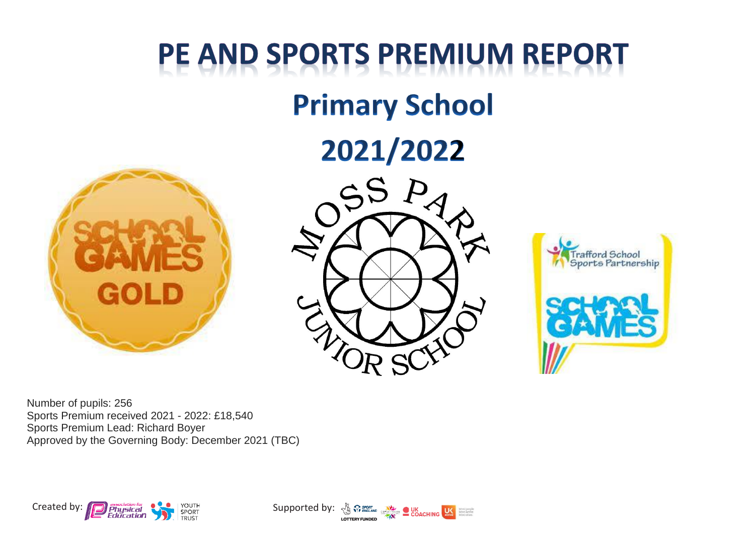# PE AND SPORTS PREMIUM REPORT

## Primary School

## 2021/2022

Number of pupils: 256
Sports Premium received 2021 - 2022: £18,540
Sports Premium Lead: Richard Boyer
Approved by the Governing Body: December 2021 (TBC)

Created by: association for Physical Education, Youth Sport Trust

Supported by: Sport England, UK Coaching, UK Active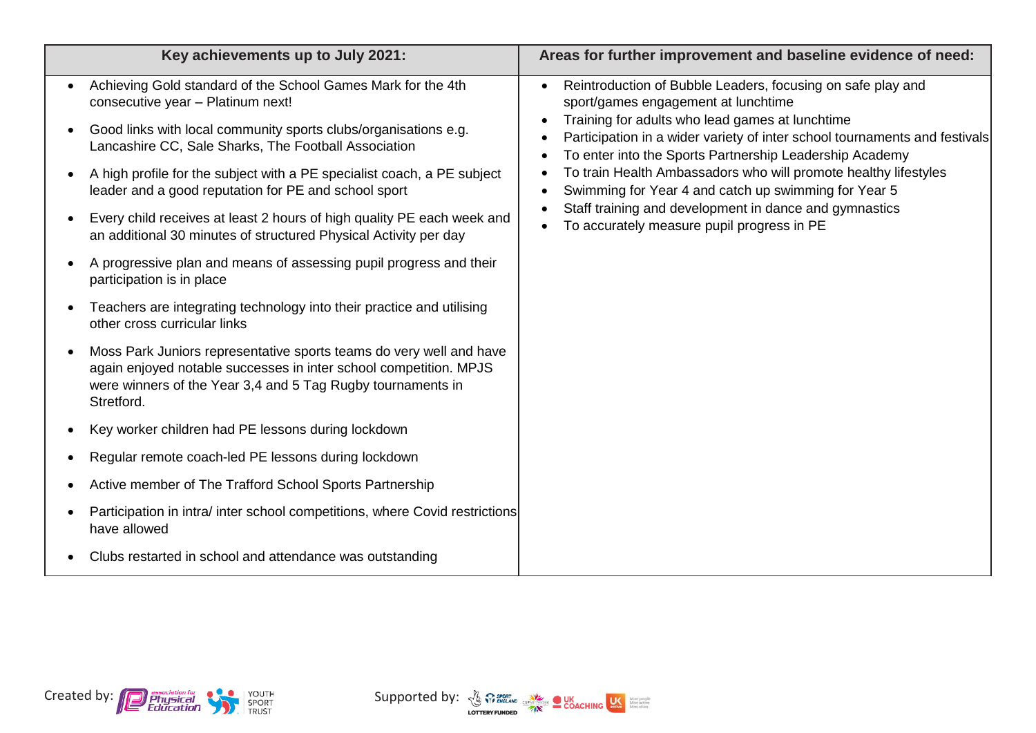| Key achievements up to July 2021: | Areas for further improvement and baseline evidence of need: |
| --- | --- |
| • Achieving Gold standard of the School Games Mark for the 4th consecutive year – Platinum next!<br>• Good links with local community sports clubs/organisations e.g. Lancashire CC, Sale Sharks, The Football Association<br>• A high profile for the subject with a PE specialist coach, a PE subject leader and a good reputation for PE and school sport<br>• Every child receives at least 2 hours of high quality PE each week and an additional 30 minutes of structured Physical Activity per day<br>• A progressive plan and means of assessing pupil progress and their participation is in place<br>• Teachers are integrating technology into their practice and utilising other cross curricular links<br>• Moss Park Juniors representative sports teams do very well and have again enjoyed notable successes in inter school competition. MPJS were winners of the Year 3,4 and 5 Tag Rugby tournaments in Stretford.<br>• Key worker children had PE lessons during lockdown<br>• Regular remote coach-led PE lessons during lockdown<br>• Active member of The Trafford School Sports Partnership<br>• Participation in intra/ inter school competitions, where Covid restrictions have allowed<br>• Clubs restarted in school and attendance was outstanding | • Reintroduction of Bubble Leaders, focusing on safe play and sport/games engagement at lunchtime<br>• Training for adults who lead games at lunchtime<br>• Participation in a wider variety of inter school tournaments and festivals<br>• To enter into the Sports Partnership Leadership Academy<br>• To train Health Ambassadors who will promote healthy lifestyles<br>• Swimming for Year 4 and catch up swimming for Year 5<br>• Staff training and development in dance and gymnastics<br>• To accurately measure pupil progress in PE |

Created by: Association for Physical Education, Youth Sport Trust

Supported by: Sport England (Lottery Funded), CSPN, UK Coaching, UK Active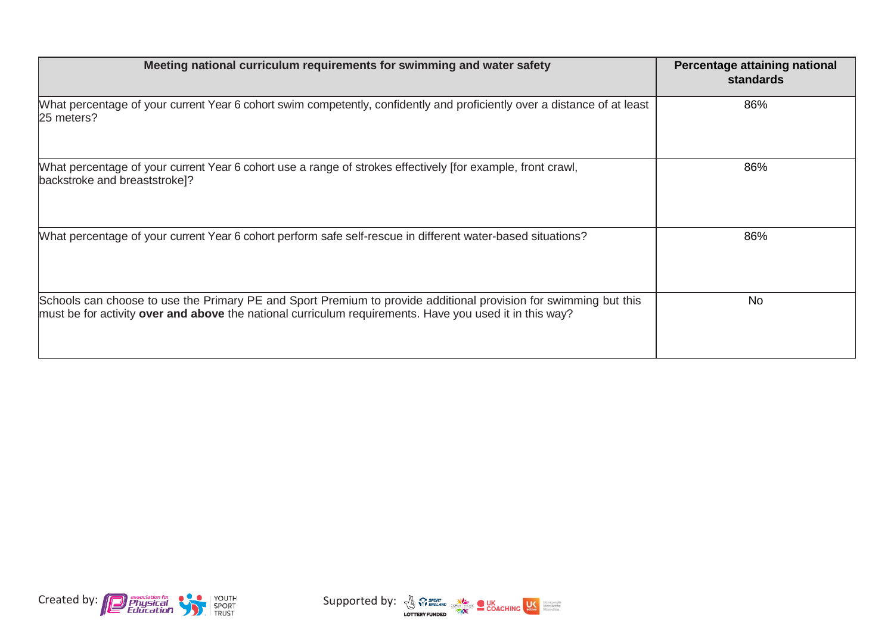| Meeting national curriculum requirements for swimming and water safety | Percentage attaining national standards |
|---|---|
| What percentage of your current Year 6 cohort swim competently, confidently and proficiently over a distance of at least 25 meters? | 86% |
| What percentage of your current Year 6 cohort use a range of strokes effectively [for example, front crawl, backstroke and breaststroke]? | 86% |
| What percentage of your current Year 6 cohort perform safe self-rescue in different water-based situations? | 86% |
| Schools can choose to use the Primary PE and Sport Premium to provide additional provision for swimming but this must be for activity **over and above** the national curriculum requirements. Have you used it in this way? | No |

Created by: association for Physical Education, Youth Sport Trust

Supported by: Lottery Funded, Sport England, CSPN, UK Coaching, UK Active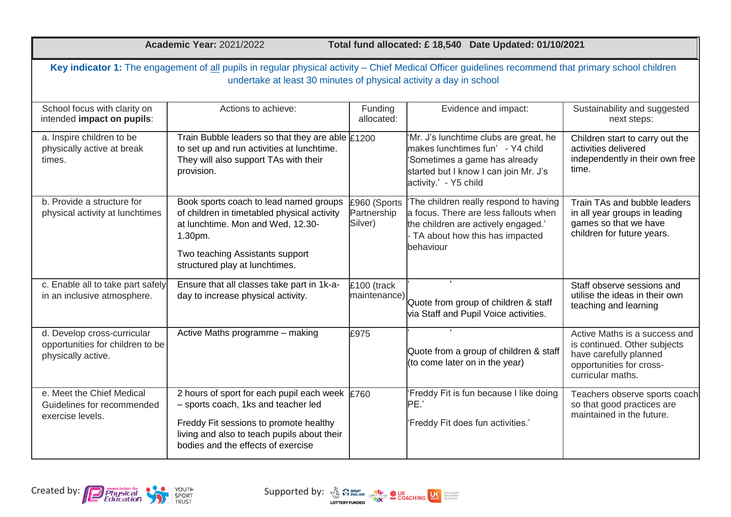| **Academic Year:** 2021/2022 | **Total fund allocated: £ 18,540** | **Date Updated: 01/10/2021** | | |
|---|---|---|---|---|
| **Key indicator 1:** The engagement of all pupils in regular physical activity – Chief Medical Officer guidelines recommend that primary school children undertake at least 30 minutes of physical activity a day in school | | | | |
| School focus with clarity on intended **impact on pupils**: | Actions to achieve: | Funding allocated: | Evidence and impact: | Sustainability and suggested next steps: |
| a. Inspire children to be physically active at break times. | Train Bubble leaders so that they are able to set up and run activities at lunchtime. They will also support TAs with their provision. | £1200 | 'Mr. J's lunchtime clubs are great, he makes lunchtimes fun' - Y4 child 'Sometimes a game has already started but I know I can join Mr. J's activity.' - Y5 child | Children start to carry out the activities delivered independently in their own free time. |
| b. Provide a structure for physical activity at lunchtimes | Book sports coach to lead named groups of children in timetabled physical activity at lunchtime. Mon and Wed, 12.30-1.30pm. Two teaching Assistants support structured play at lunchtimes. | £960 (Sports Partnership Silver) | 'The children really respond to having a focus. There are less fallouts when the children are actively engaged.' - TA about how this has impacted behaviour | Train TAs and bubble leaders in all year groups in leading games so that we have children for future years. |
| c. Enable all to take part safely in an inclusive atmosphere. | Ensure that all classes take part in 1k-a-day to increase physical activity. | £100 (track maintenance) | ' ' Quote from group of children & staff via Staff and Pupil Voice activities. | Staff observe sessions and utilise the ideas in their own teaching and learning |
| d. Develop cross-curricular opportunities for children to be physically active. | Active Maths programme – making | £975 | ' ' Quote from a group of children & staff (to come later on in the year) | Active Maths is a success and is continued. Other subjects have carefully planned opportunities for cross-curricular maths. |
| e. Meet the Chief Medical Guidelines for recommended exercise levels. | 2 hours of sport for each pupil each week – sports coach, 1ks and teacher led Freddy Fit sessions to promote healthy living and also to teach pupils about their bodies and the effects of exercise | £760 | 'Freddy Fit is fun because I like doing PE.' 'Freddy Fit does fun activities.' | Teachers observe sports coach so that good practices are maintained in the future. |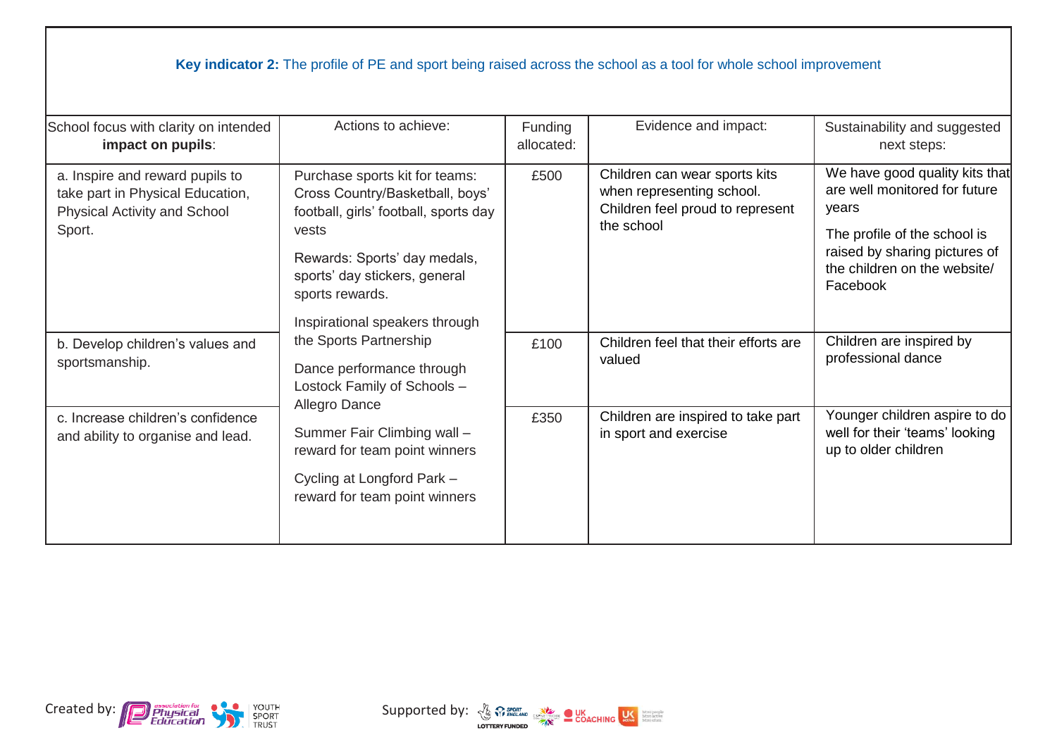**Key indicator 2:** The profile of PE and sport being raised across the school as a tool for whole school improvement

| School focus with clarity on intended **impact on pupils**: | Actions to achieve: | Funding allocated: | Evidence and impact: | Sustainability and suggested next steps: |
|---|---|---|---|---|
| a. Inspire and reward pupils to take part in Physical Education, Physical Activity and School Sport. | Purchase sports kit for teams: Cross Country/Basketball, boys' football, girls' football, sports day vests<br><br>Rewards: Sports' day medals, sports' day stickers, general sports rewards.<br><br>Inspirational speakers through the Sports Partnership<br><br>Dance performance through Lostock Family of Schools – Allegro Dance<br><br>Summer Fair Climbing wall – reward for team point winners<br><br>Cycling at Longford Park – reward for team point winners | £500 | Children can wear sports kits when representing school. Children feel proud to represent the school | We have good quality kits that are well monitored for future years<br><br>The profile of the school is raised by sharing pictures of the children on the website/ Facebook |
| b. Develop children's values and sportsmanship. | | £100 | Children feel that their efforts are valued | Children are inspired by professional dance |
| c. Increase children's confidence and ability to organise and lead. | | £350 | Children are inspired to take part in sport and exercise | Younger children aspire to do well for their 'teams' looking up to older children |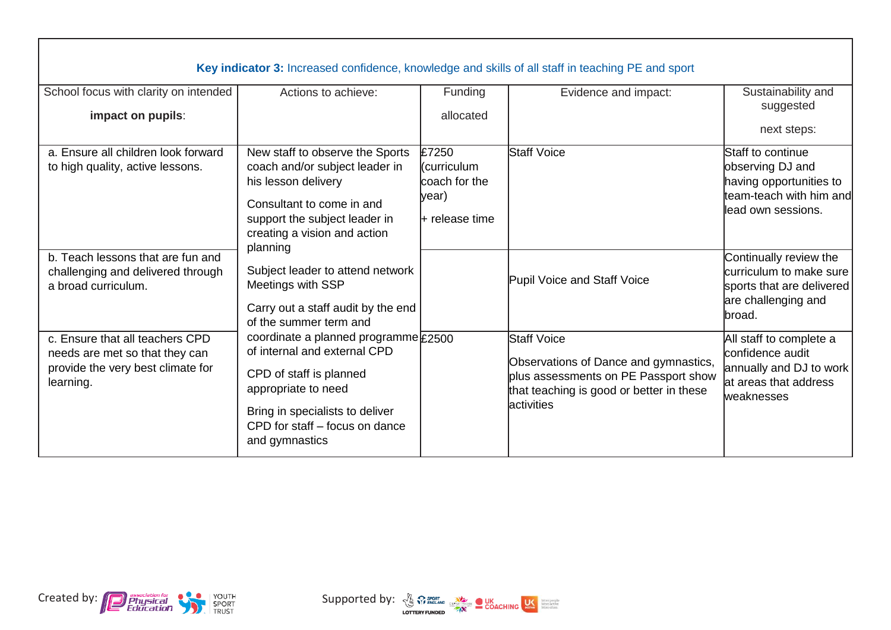| **Key indicator 3:** Increased confidence, knowledge and skills of all staff in teaching PE and sport | | | | |
|---|---|---|---|---|
| School focus with clarity on intended **impact on pupils**: | Actions to achieve: | Funding allocated | Evidence and impact: | Sustainability and suggested next steps: |
| a. Ensure all children look forward to high quality, active lessons. | New staff to observe the Sports coach and/or subject leader in his lesson delivery<br><br>Consultant to come in and support the subject leader in creating a vision and action planning | £7250 (curriculum coach for the year)<br><br>+ release time | Staff Voice | Staff to continue observing DJ and having opportunities to team-teach with him and lead own sessions. |
| b. Teach lessons that are fun and challenging and delivered through a broad curriculum. | Subject leader to attend network Meetings with SSP<br><br>Carry out a staff audit by the end of the summer term and | | Pupil Voice and Staff Voice | Continually review the curriculum to make sure sports that are delivered are challenging and broad. |
| c. Ensure that all teachers CPD needs are met so that they can provide the very best climate for learning. | coordinate a planned programme of internal and external CPD<br><br>CPD of staff is planned appropriate to need<br><br>Bring in specialists to deliver CPD for staff – focus on dance and gymnastics | £2500 | Staff Voice<br><br>Observations of Dance and gymnastics, plus assessments on PE Passport show that teaching is good or better in these activities | All staff to complete a confidence audit annually and DJ to work at areas that address weaknesses |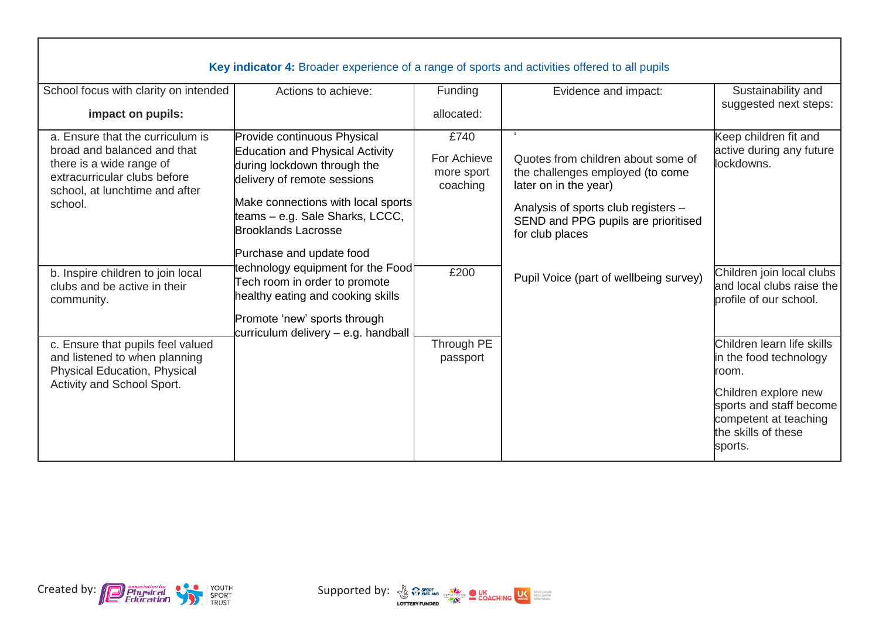| **Key indicator 4:** Broader experience of a range of sports and activities offered to all pupils | | | | |
|---|---|---|---|---|
| School focus with clarity on intended **impact on pupils:** | Actions to achieve: | Funding allocated: | Evidence and impact: | Sustainability and suggested next steps: |
| a. Ensure that the curriculum is broad and balanced and that there is a wide range of extracurricular clubs before school, at lunchtime and after school. | Provide continuous Physical Education and Physical Activity during lockdown through the delivery of remote sessions<br><br>Make connections with local sports teams – e.g. Sale Sharks, LCCC, Brooklands Lacrosse<br><br>Purchase and update food technology equipment for the Food Tech room in order to promote healthy eating and cooking skills<br><br>Promote 'new' sports through curriculum delivery – e.g. handball | £740<br><br>For Achieve more sport coaching | '<br><br>Quotes from children about some of the challenges employed (to come later on in the year)<br><br>Analysis of sports club registers – SEND and PPG pupils are prioritised for club places | Keep children fit and active during any future lockdowns. |
| b. Inspire children to join local clubs and be active in their community. | | £200 | Pupil Voice (part of wellbeing survey) | Children join local clubs and local clubs raise the profile of our school. |
| c. Ensure that pupils feel valued and listened to when planning Physical Education, Physical Activity and School Sport. | | Through PE passport | | Children learn life skills in the food technology room.<br><br>Children explore new sports and staff become competent at teaching the skills of these sports. |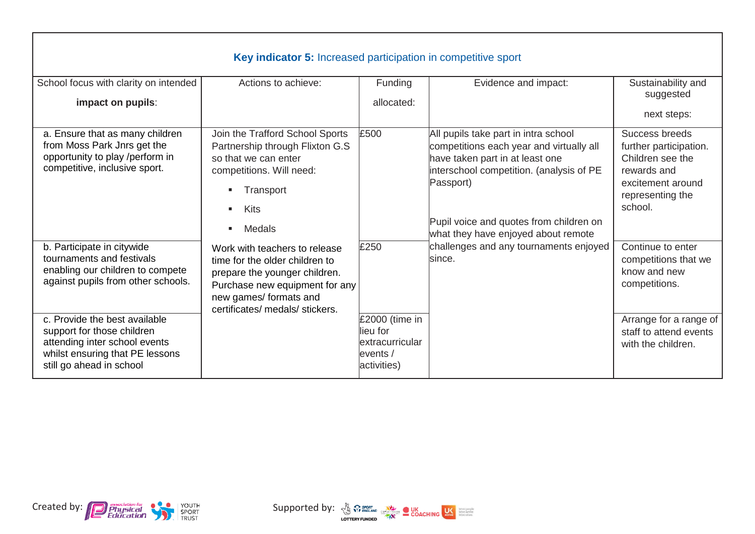| Key indicator 5: Increased participation in competitive sport | | | | |
|---|---|---|---|---|
| School focus with clarity on intended **impact on pupils**: | Actions to achieve: | Funding allocated: | Evidence and impact: | Sustainability and suggested next steps: |
| a. Ensure that as many children from Moss Park Jnrs get the opportunity to play /perform in competitive, inclusive sport. | Join the Trafford School Sports Partnership through Flixton G.S so that we can enter competitions. Will need:<br>▪ Transport<br>▪ Kits<br>▪ Medals | £500 | All pupils take part in intra school competitions each year and virtually all have taken part in at least one interschool competition. (analysis of PE Passport)<br><br>Pupil voice and quotes from children on what they have enjoyed about remote challenges and any tournaments enjoyed since. | Success breeds further participation. Children see the rewards and excitement around representing the school. |
| b. Participate in citywide tournaments and festivals enabling our children to compete against pupils from other schools. | Work with teachers to release time for the older children to prepare the younger children. Purchase new equipment for any new games/ formats and certificates/ medals/ stickers. | £250 | | Continue to enter competitions that we know and new competitions. |
| c. Provide the best available support for those children attending inter school events whilst ensuring that PE lessons still go ahead in school | | £2000 (time in lieu for extracurricular events / activities) | | Arrange for a range of staff to attend events with the children. |

Created by: association for Physical Education, Youth Sport Trust

Supported by: Sport England, Lottery Funded, CSPN, UK Coaching, UK Active